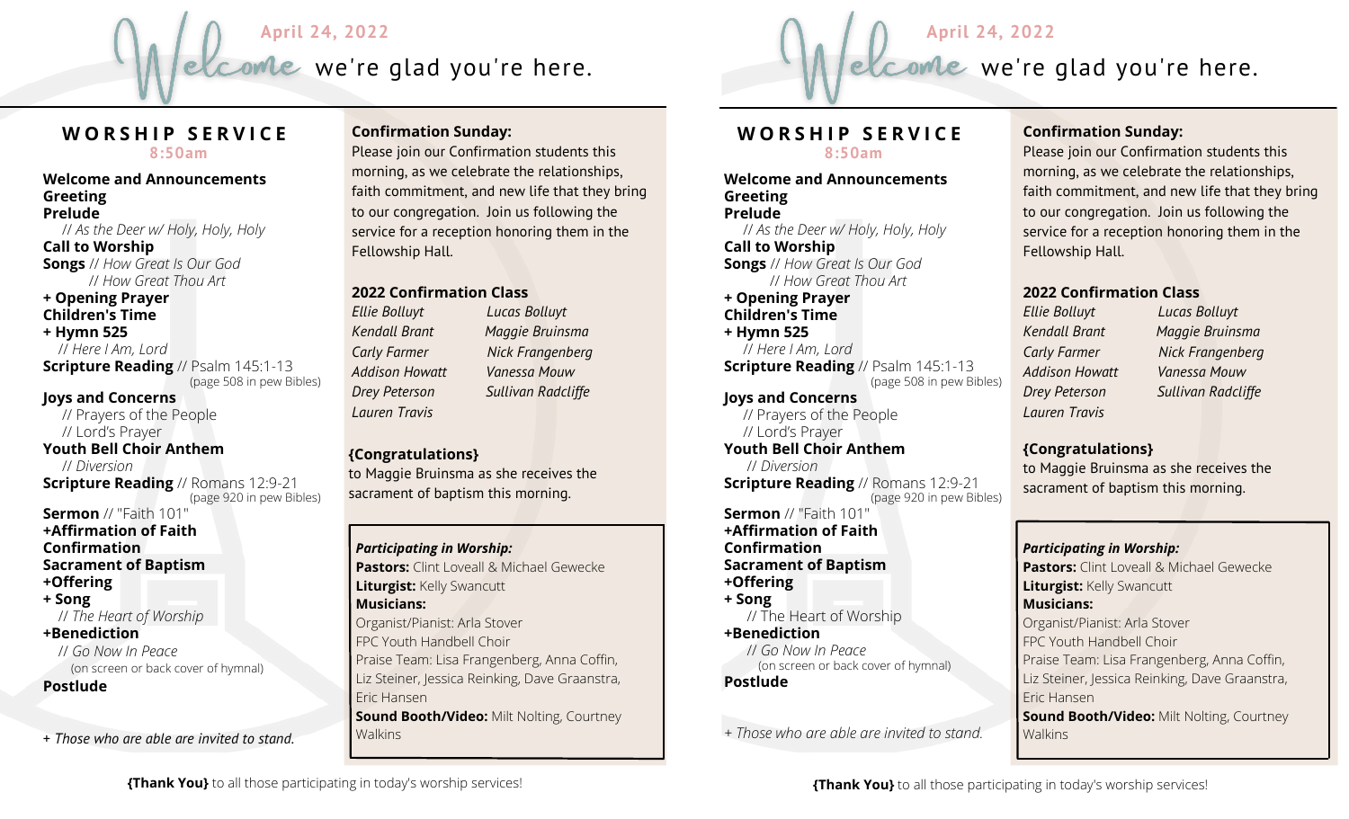April 24, 2022

# Welcome we're glad you're here.

## WORSHIP SERVICE
**8:50am**

**Welcome and Announcements**
**Greeting**
**Prelude**
*// As the Deer w/ Holy, Holy, Holy*
**Call to Worship**
**Songs** *// How Great Is Our God*
*// How Great Thou Art*
**+ Opening Prayer**
**Children's Time**
**+ Hymn 525**
*// Here I Am, Lord*
**Scripture Reading** // Psalm 145:1-13
(page 508 in pew Bibles)
**Joys and Concerns**
// Prayers of the People
// Lord's Prayer
**Youth Bell Choir Anthem**
*// Diversion*
**Scripture Reading** // Romans 12:9-21
(page 920 in pew Bibles)
**Sermon** // "Faith 101"
**+Affirmation of Faith**
**Confirmation**
**Sacrament of Baptism**
**+Offering**
**+ Song**
*// The Heart of Worship*
**+Benediction**
*// Go Now In Peace*
(on screen or back cover of hymnal)
**Postlude**

*+ Those who are able are invited to stand.*

**Confirmation Sunday:**
Please join our Confirmation students this morning, as we celebrate the relationships, faith commitment, and new life that they bring to our congregation. Join us following the service for a reception honoring them in the Fellowship Hall.

**2022 Confirmation Class**

| | |
|---|---|
| *Ellie Bolluyt* | *Lucas Bolluyt* |
| *Kendall Brant* | *Maggie Bruinsma* |
| *Carly Farmer* | *Nick Frangenberg* |
| *Addison Howatt* | *Vanessa Mouw* |
| *Drey Peterson* | *Sullivan Radcliffe* |
| *Lauren Travis* | |

**{Congratulations}**
to Maggie Bruinsma as she receives the sacrament of baptism this morning.

***Participating in Worship:***
**Pastors:** Clint Loveall & Michael Gewecke
**Liturgist:** Kelly Swancutt
**Musicians:**
Organist/Pianist: Arla Stover
FPC Youth Handbell Choir
Praise Team: Lisa Frangenberg, Anna Coffin, Liz Steiner, Jessica Reinking, Dave Graanstra, Eric Hansen
**Sound Booth/Video:** Milt Nolting, Courtney Walkins

**{Thank You}** to all those participating in today's worship services!

---

April 24, 2022

# Welcome we're glad you're here.

## WORSHIP SERVICE
**8:50am**

**Welcome and Announcements**
**Greeting**
**Prelude**
*// As the Deer w/ Holy, Holy, Holy*
**Call to Worship**
**Songs** *// How Great Is Our God*
*// How Great Thou Art*
**+ Opening Prayer**
**Children's Time**
**+ Hymn 525**
*// Here I Am, Lord*
**Scripture Reading** // Psalm 145:1-13
(page 508 in pew Bibles)
**Joys and Concerns**
// Prayers of the People
// Lord's Prayer
**Youth Bell Choir Anthem**
*// Diversion*
**Scripture Reading** // Romans 12:9-21
(page 920 in pew Bibles)
**Sermon** // "Faith 101"
**+Affirmation of Faith**
**Confirmation**
**Sacrament of Baptism**
**+Offering**
**+ Song**
// The Heart of Worship
**+Benediction**
*// Go Now In Peace*
(on screen or back cover of hymnal)
**Postlude**

*+ Those who are able are invited to stand.*

**Confirmation Sunday:**
Please join our Confirmation students this morning, as we celebrate the relationships, faith commitment, and new life that they bring to our congregation. Join us following the service for a reception honoring them in the Fellowship Hall.

**2022 Confirmation Class**

| | |
|---|---|
| *Ellie Bolluyt* | *Lucas Bolluyt* |
| *Kendall Brant* | *Maggie Bruinsma* |
| *Carly Farmer* | *Nick Frangenberg* |
| *Addison Howatt* | *Vanessa Mouw* |
| *Drey Peterson* | *Sullivan Radcliffe* |
| *Lauren Travis* | |

**{Congratulations}**
to Maggie Bruinsma as she receives the sacrament of baptism this morning.

***Participating in Worship:***
**Pastors:** Clint Loveall & Michael Gewecke
**Liturgist:** Kelly Swancutt
**Musicians:**
Organist/Pianist: Arla Stover
FPC Youth Handbell Choir
Praise Team: Lisa Frangenberg, Anna Coffin, Liz Steiner, Jessica Reinking, Dave Graanstra, Eric Hansen
**Sound Booth/Video:** Milt Nolting, Courtney Walkins

**{Thank You}** to all those participating in today's worship services!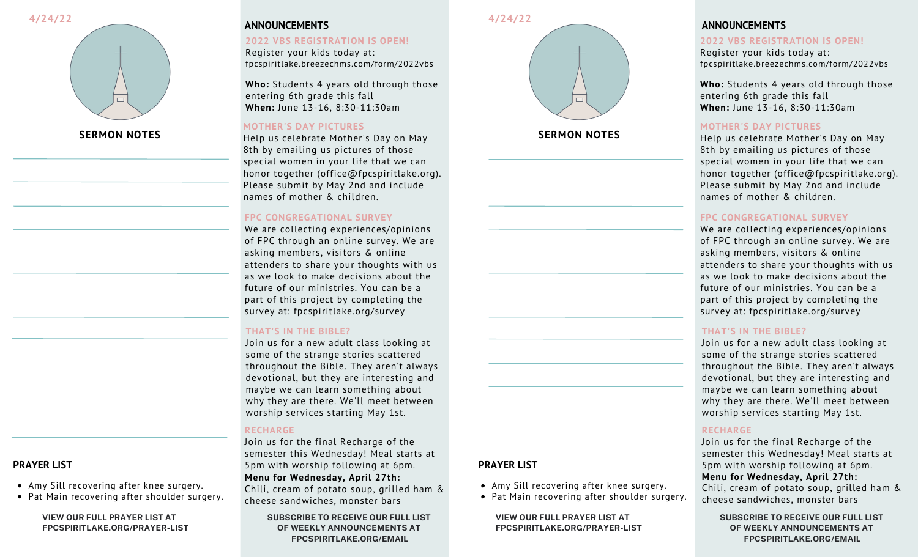4/24/22

## SERMON NOTES

## PRAYER LIST

- Amy Sill recovering after knee surgery.
- Pat Main recovering after shoulder surgery.

**VIEW OUR FULL PRAYER LIST AT FPCSPIRITLAKE.ORG/PRAYER-LIST**

## ANNOUNCEMENTS

### 2022 VBS REGISTRATION IS OPEN!

Register your kids today at: fpcspiritlake.breezechms.com/form/2022vbs

**Who:** Students 4 years old through those entering 6th grade this fall
**When:** June 13-16, 8:30-11:30am

### MOTHER'S DAY PICTURES

Help us celebrate Mother's Day on May 8th by emailing us pictures of those special women in your life that we can honor together (office@fpcspiritlake.org). Please submit by May 2nd and include names of mother & children.

### FPC CONGREGATIONAL SURVEY

We are collecting experiences/opinions of FPC through an online survey. We are asking members, visitors & online attenders to share your thoughts with us as we look to make decisions about the future of our ministries. You can be a part of this project by completing the survey at: fpcspiritlake.org/survey

### THAT'S IN THE BIBLE?

Join us for a new adult class looking at some of the strange stories scattered throughout the Bible. They aren't always devotional, but they are interesting and maybe we can learn something about why they are there. We'll meet between worship services starting May 1st.

### RECHARGE

Join us for the final Recharge of the semester this Wednesday! Meal starts at 5pm with worship following at 6pm.
**Menu for Wednesday, April 27th:**
Chili, cream of potato soup, grilled ham & cheese sandwiches, monster bars

**SUBSCRIBE TO RECEIVE OUR FULL LIST OF WEEKLY ANNOUNCEMENTS AT FPCSPIRITLAKE.ORG/EMAIL**

4/24/22

## SERMON NOTES

## PRAYER LIST

- Amy Sill recovering after knee surgery.
- Pat Main recovering after shoulder surgery.

**VIEW OUR FULL PRAYER LIST AT FPCSPIRITLAKE.ORG/PRAYER-LIST**

## ANNOUNCEMENTS

### 2022 VBS REGISTRATION IS OPEN!

Register your kids today at: fpcspiritlake.breezechms.com/form/2022vbs

**Who:** Students 4 years old through those entering 6th grade this fall
**When:** June 13-16, 8:30-11:30am

### MOTHER'S DAY PICTURES

Help us celebrate Mother's Day on May 8th by emailing us pictures of those special women in your life that we can honor together (office@fpcspiritlake.org). Please submit by May 2nd and include names of mother & children.

### FPC CONGREGATIONAL SURVEY

We are collecting experiences/opinions of FPC through an online survey. We are asking members, visitors & online attenders to share your thoughts with us as we look to make decisions about the future of our ministries. You can be a part of this project by completing the survey at: fpcspiritlake.org/survey

### THAT'S IN THE BIBLE?

Join us for a new adult class looking at some of the strange stories scattered throughout the Bible. They aren't always devotional, but they are interesting and maybe we can learn something about why they are there. We'll meet between worship services starting May 1st.

### RECHARGE

Join us for the final Recharge of the semester this Wednesday! Meal starts at 5pm with worship following at 6pm.
**Menu for Wednesday, April 27th:**
Chili, cream of potato soup, grilled ham & cheese sandwiches, monster bars

**SUBSCRIBE TO RECEIVE OUR FULL LIST OF WEEKLY ANNOUNCEMENTS AT FPCSPIRITLAKE.ORG/EMAIL**